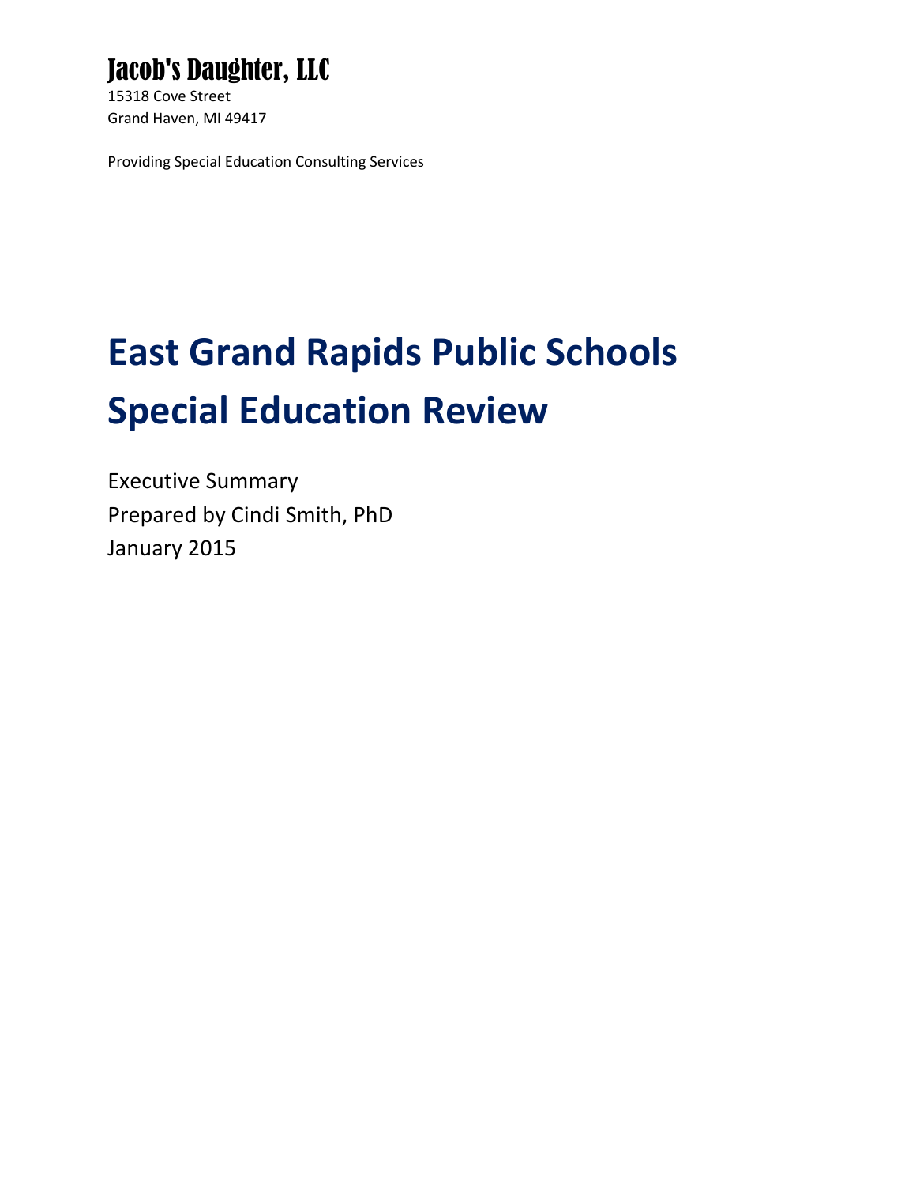Jacob's Daughter, LLC

15318 Cove Street

Grand Haven, MI 49417

Providing Special Education Consulting Services

# East Grand Rapids Public Schools Special Education Review

Executive Summary

Prepared by Cindi Smith, PhD

January 2015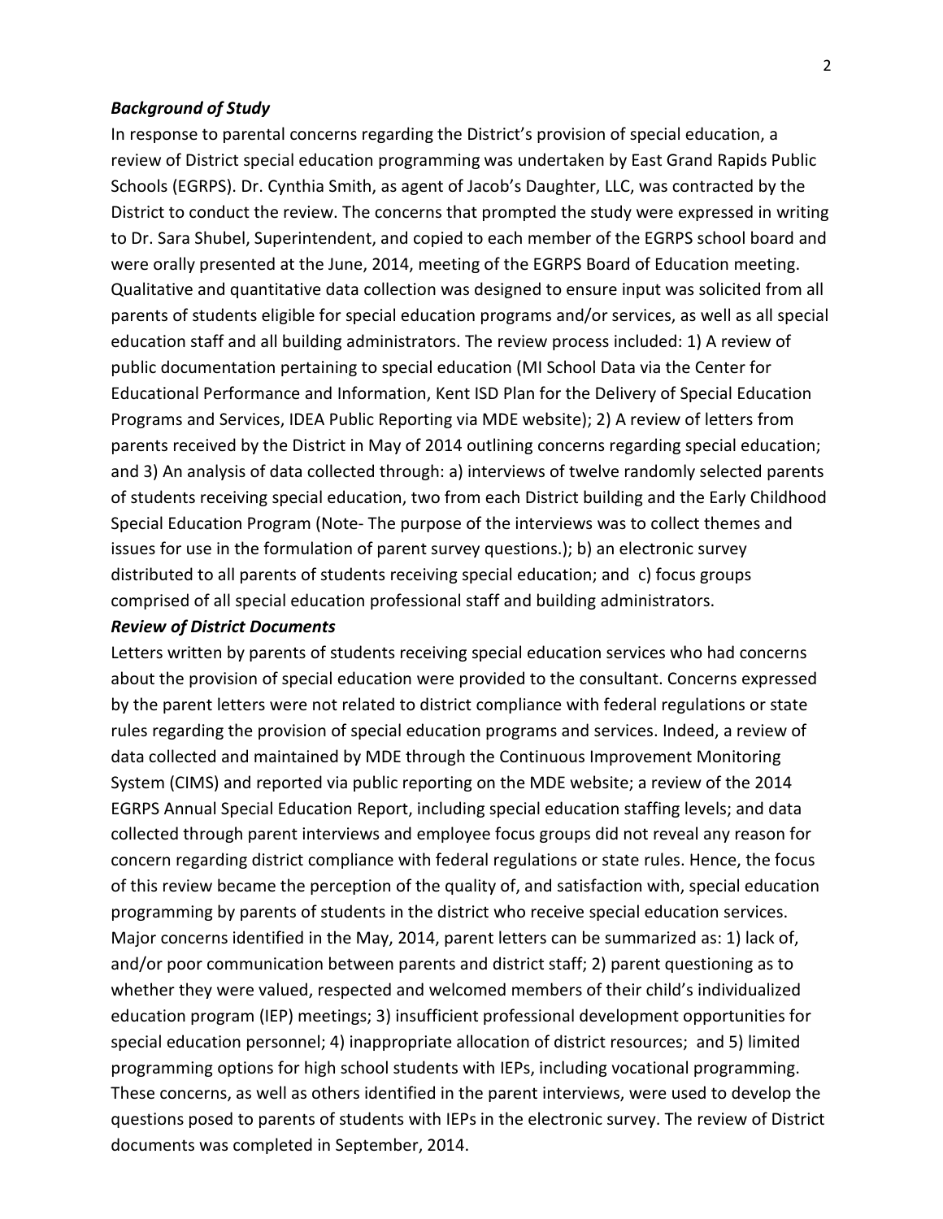***Background of Study***

In response to parental concerns regarding the District's provision of special education, a review of District special education programming was undertaken by East Grand Rapids Public Schools (EGRPS). Dr. Cynthia Smith, as agent of Jacob's Daughter, LLC, was contracted by the District to conduct the review. The concerns that prompted the study were expressed in writing to Dr. Sara Shubel, Superintendent, and copied to each member of the EGRPS school board and were orally presented at the June, 2014, meeting of the EGRPS Board of Education meeting. Qualitative and quantitative data collection was designed to ensure input was solicited from all parents of students eligible for special education programs and/or services, as well as all special education staff and all building administrators. The review process included: 1) A review of public documentation pertaining to special education (MI School Data via the Center for Educational Performance and Information, Kent ISD Plan for the Delivery of Special Education Programs and Services, IDEA Public Reporting via MDE website); 2) A review of letters from parents received by the District in May of 2014 outlining concerns regarding special education; and 3) An analysis of data collected through: a) interviews of twelve randomly selected parents of students receiving special education, two from each District building and the Early Childhood Special Education Program (Note- The purpose of the interviews was to collect themes and issues for use in the formulation of parent survey questions.); b) an electronic survey distributed to all parents of students receiving special education; and c) focus groups comprised of all special education professional staff and building administrators.

***Review of District Documents***

Letters written by parents of students receiving special education services who had concerns about the provision of special education were provided to the consultant. Concerns expressed by the parent letters were not related to district compliance with federal regulations or state rules regarding the provision of special education programs and services. Indeed, a review of data collected and maintained by MDE through the Continuous Improvement Monitoring System (CIMS) and reported via public reporting on the MDE website; a review of the 2014 EGRPS Annual Special Education Report, including special education staffing levels; and data collected through parent interviews and employee focus groups did not reveal any reason for concern regarding district compliance with federal regulations or state rules. Hence, the focus of this review became the perception of the quality of, and satisfaction with, special education programming by parents of students in the district who receive special education services. Major concerns identified in the May, 2014, parent letters can be summarized as: 1) lack of, and/or poor communication between parents and district staff; 2) parent questioning as to whether they were valued, respected and welcomed members of their child's individualized education program (IEP) meetings; 3) insufficient professional development opportunities for special education personnel; 4) inappropriate allocation of district resources; and 5) limited programming options for high school students with IEPs, including vocational programming. These concerns, as well as others identified in the parent interviews, were used to develop the questions posed to parents of students with IEPs in the electronic survey. The review of District documents was completed in September, 2014.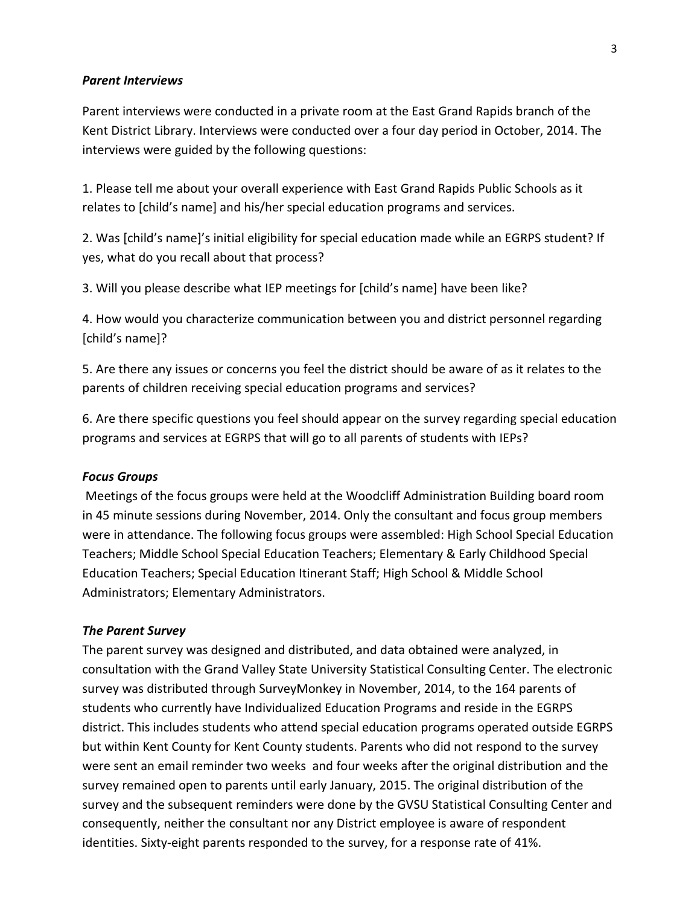***Parent Interviews***

Parent interviews were conducted in a private room at the East Grand Rapids branch of the Kent District Library. Interviews were conducted over a four day period in October, 2014. The interviews were guided by the following questions:

1. Please tell me about your overall experience with East Grand Rapids Public Schools as it relates to [child's name] and his/her special education programs and services.

2. Was [child's name]'s initial eligibility for special education made while an EGRPS student? If yes, what do you recall about that process?

3. Will you please describe what IEP meetings for [child's name] have been like?

4. How would you characterize communication between you and district personnel regarding [child's name]?

5. Are there any issues or concerns you feel the district should be aware of as it relates to the parents of children receiving special education programs and services?

6. Are there specific questions you feel should appear on the survey regarding special education programs and services at EGRPS that will go to all parents of students with IEPs?

***Focus Groups***

Meetings of the focus groups were held at the Woodcliff Administration Building board room in 45 minute sessions during November, 2014. Only the consultant and focus group members were in attendance. The following focus groups were assembled: High School Special Education Teachers; Middle School Special Education Teachers; Elementary & Early Childhood Special Education Teachers; Special Education Itinerant Staff; High School & Middle School Administrators; Elementary Administrators.

***The Parent Survey***

The parent survey was designed and distributed, and data obtained were analyzed, in consultation with the Grand Valley State University Statistical Consulting Center. The electronic survey was distributed through SurveyMonkey in November, 2014, to the 164 parents of students who currently have Individualized Education Programs and reside in the EGRPS district. This includes students who attend special education programs operated outside EGRPS but within Kent County for Kent County students. Parents who did not respond to the survey were sent an email reminder two weeks and four weeks after the original distribution and the survey remained open to parents until early January, 2015. The original distribution of the survey and the subsequent reminders were done by the GVSU Statistical Consulting Center and consequently, neither the consultant nor any District employee is aware of respondent identities. Sixty-eight parents responded to the survey, for a response rate of 41%.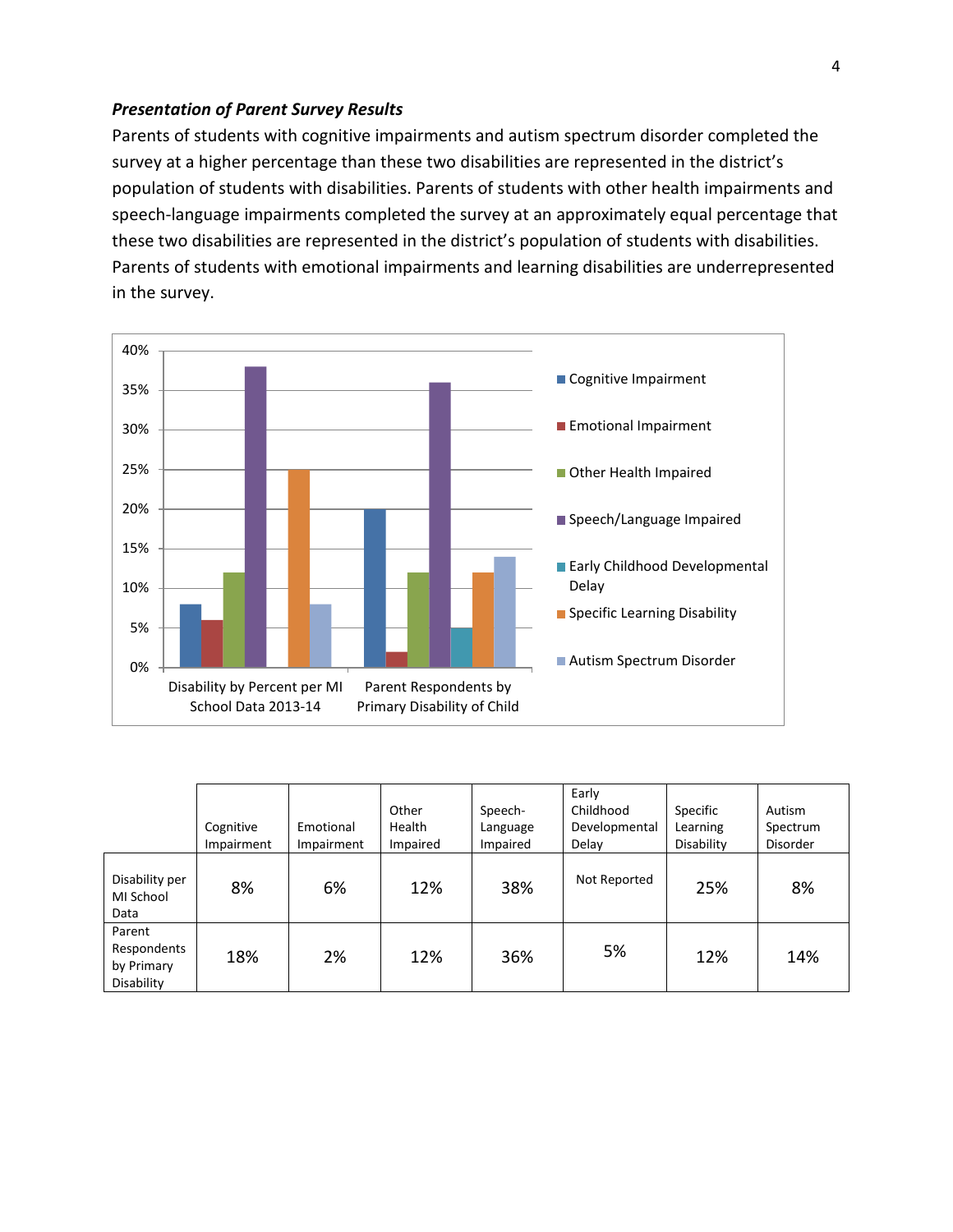***Presentation of Parent Survey Results***

Parents of students with cognitive impairments and autism spectrum disorder completed the survey at a higher percentage than these two disabilities are represented in the district's population of students with disabilities. Parents of students with other health impairments and speech-language impairments completed the survey at an approximately equal percentage that these two disabilities are represented in the district's population of students with disabilities. Parents of students with emotional impairments and learning disabilities are underrepresented in the survey.

| | Cognitive Impairment | Emotional Impairment | Other Health Impaired | Speech-Language Impaired | Early Childhood Developmental Delay | Specific Learning Disability | Autism Spectrum Disorder |
|---|---|---|---|---|---|---|---|
| Disability per MI School Data | 8% | 6% | 12% | 38% | Not Reported | 25% | 8% |
| Parent Respondents by Primary Disability | 18% | 2% | 12% | 36% | 5% | 12% | 14% |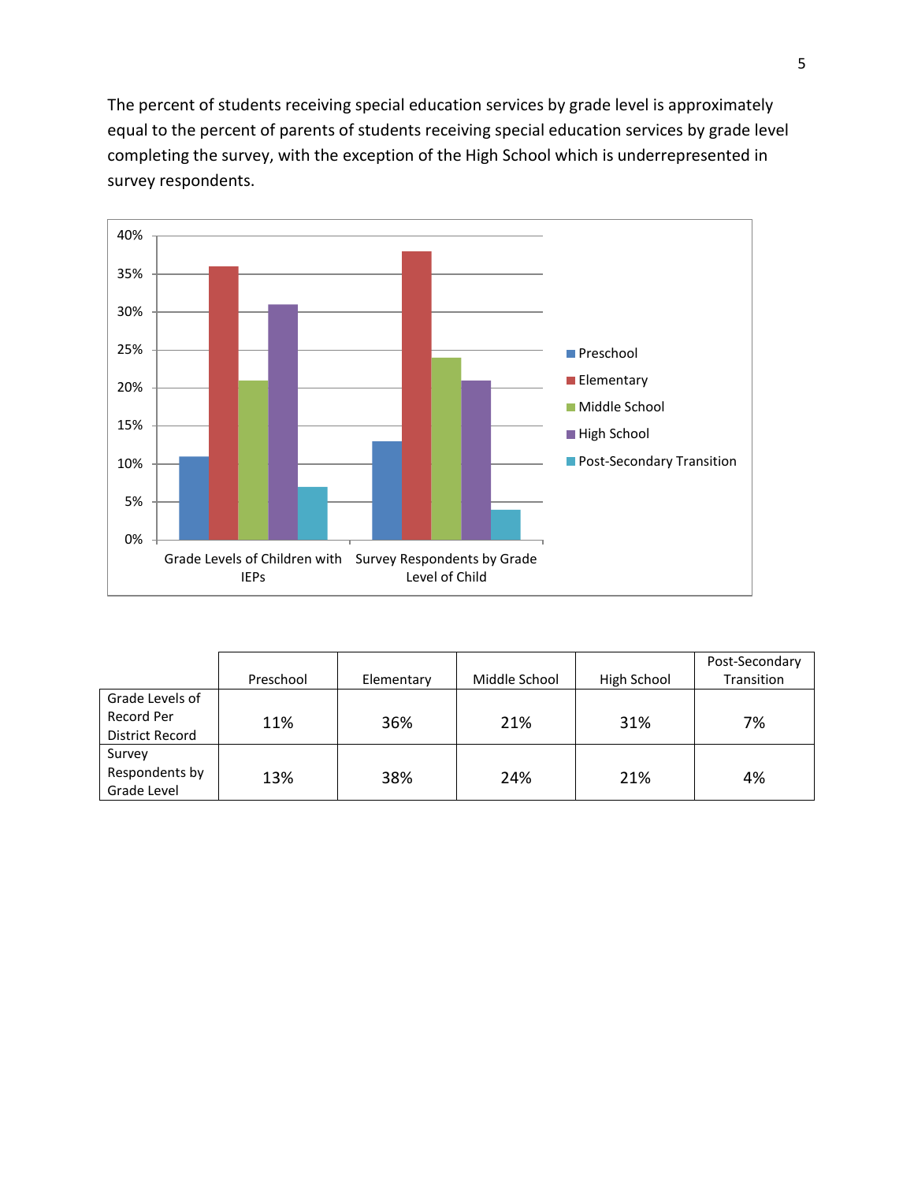The percent of students receiving special education services by grade level is approximately equal to the percent of parents of students receiving special education services by grade level completing the survey, with the exception of the High School which is underrepresented in survey respondents.

| | Preschool | Elementary | Middle School | High School | Post-Secondary Transition |
|---|---|---|---|---|---|
| Grade Levels of Record Per District Record | 11% | 36% | 21% | 31% | 7% |
| Survey Respondents by Grade Level | 13% | 38% | 24% | 21% | 4% |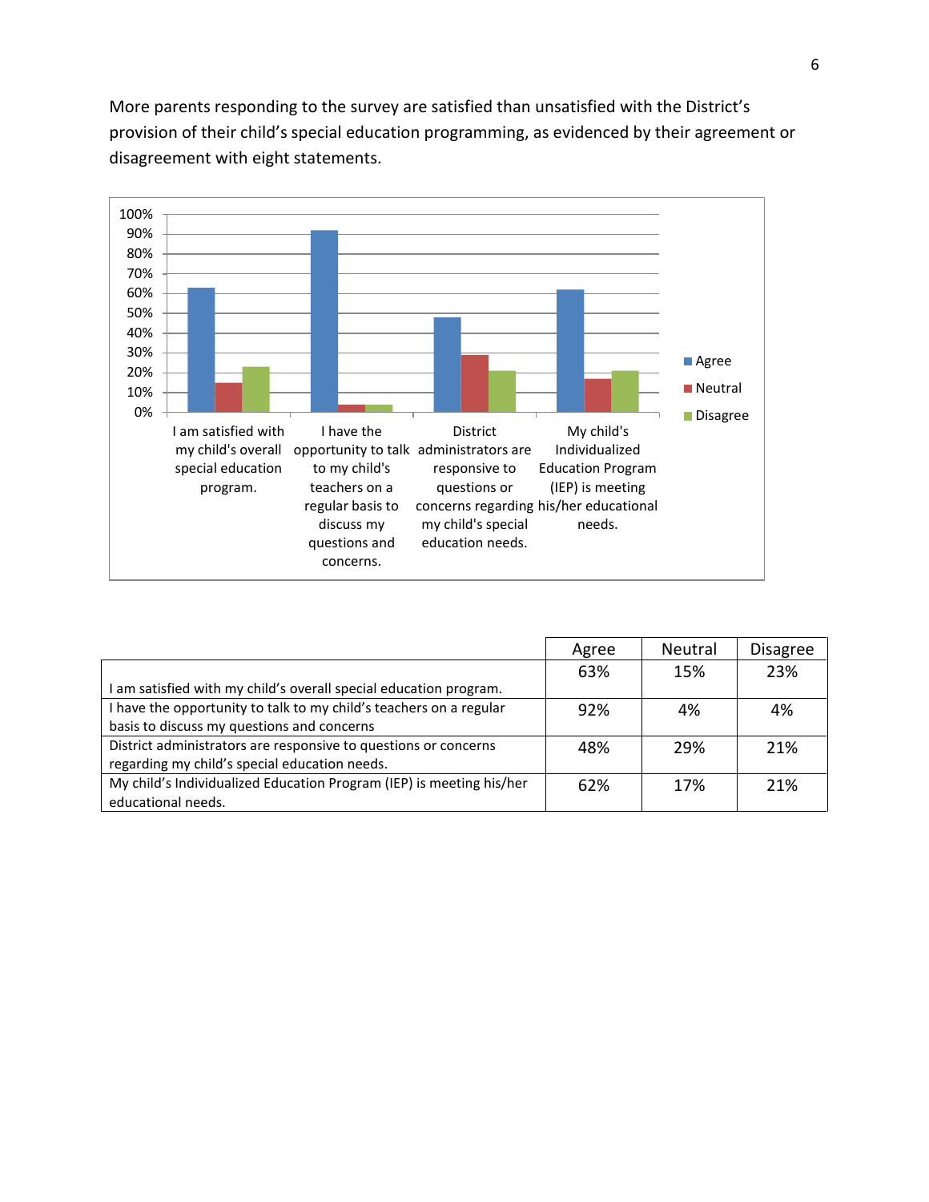More parents responding to the survey are satisfied than unsatisfied with the District's provision of their child's special education programming, as evidenced by their agreement or disagreement with eight statements.

| | Agree | Neutral | Disagree |
|---|---|---|---|
| I am satisfied with my child's overall special education program. | 63% | 15% | 23% |
| I have the opportunity to talk to my child's teachers on a regular basis to discuss my questions and concerns | 92% | 4% | 4% |
| District administrators are responsive to questions or concerns regarding my child's special education needs. | 48% | 29% | 21% |
| My child's Individualized Education Program (IEP) is meeting his/her educational needs. | 62% | 17% | 21% |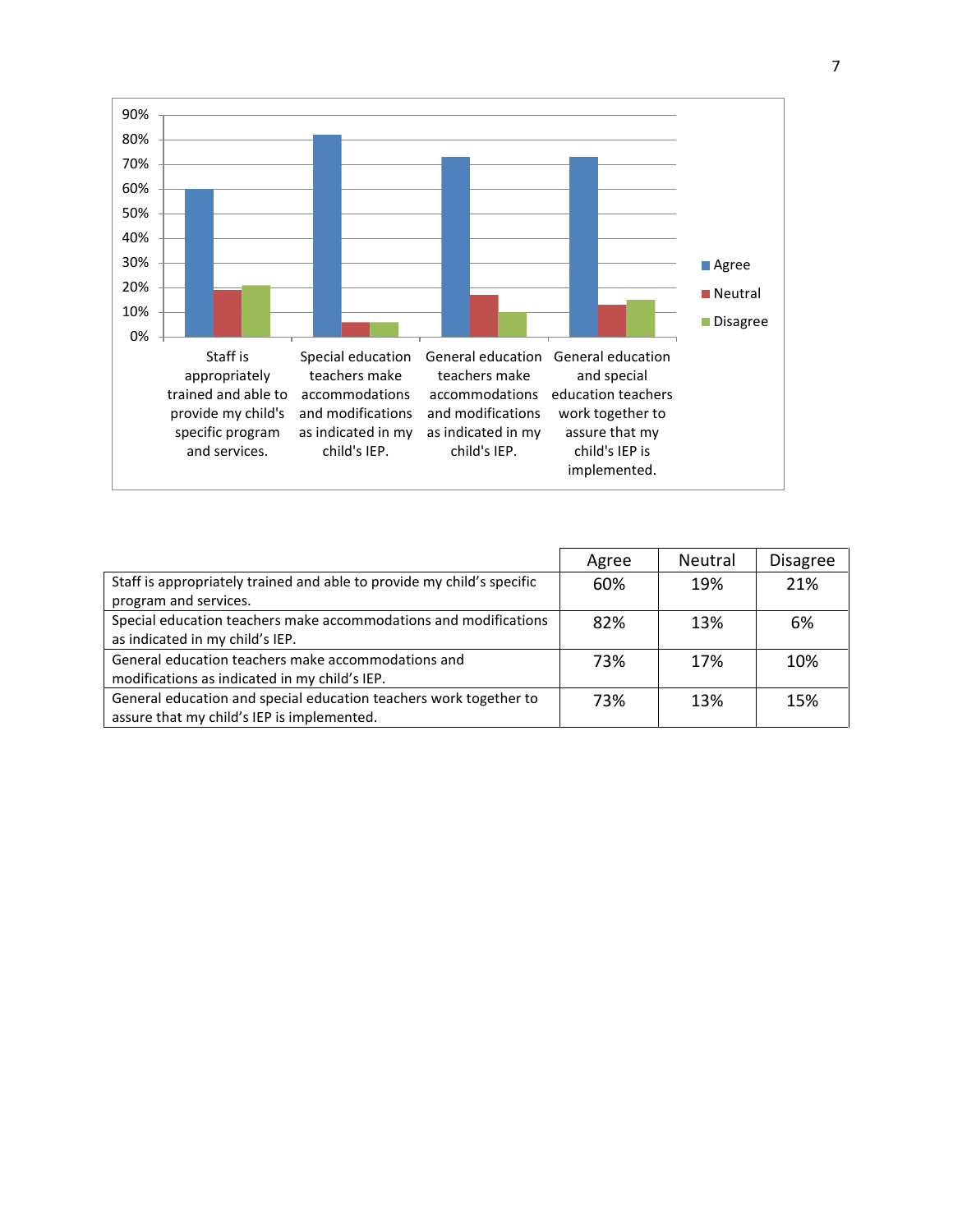| | Agree | Neutral | Disagree |
|---|---|---|---|
| Staff is appropriately trained and able to provide my child's specific program and services. | 60% | 19% | 21% |
| Special education teachers make accommodations and modifications as indicated in my child's IEP. | 82% | 13% | 6% |
| General education teachers make accommodations and modifications as indicated in my child's IEP. | 73% | 17% | 10% |
| General education and special education teachers work together to assure that my child's IEP is implemented. | 73% | 13% | 15% |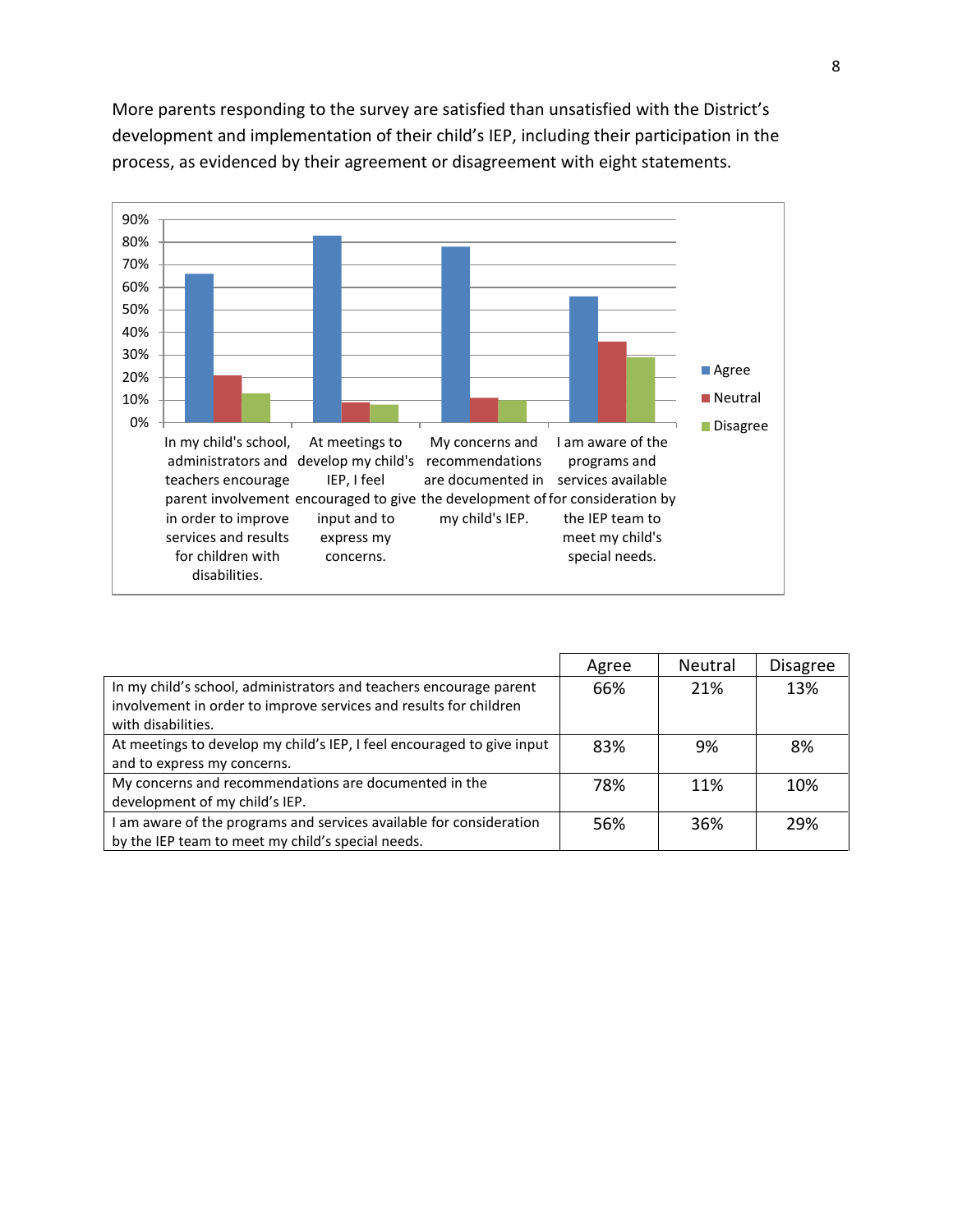More parents responding to the survey are satisfied than unsatisfied with the District's development and implementation of their child's IEP, including their participation in the process, as evidenced by their agreement or disagreement with eight statements.

| | Agree | Neutral | Disagree |
|---|---|---|---|
| In my child's school, administrators and teachers encourage parent involvement in order to improve services and results for children with disabilities. | 66% | 21% | 13% |
| At meetings to develop my child's IEP, I feel encouraged to give input and to express my concerns. | 83% | 9% | 8% |
| My concerns and recommendations are documented in the development of my child's IEP. | 78% | 11% | 10% |
| I am aware of the programs and services available for consideration by the IEP team to meet my child's special needs. | 56% | 36% | 29% |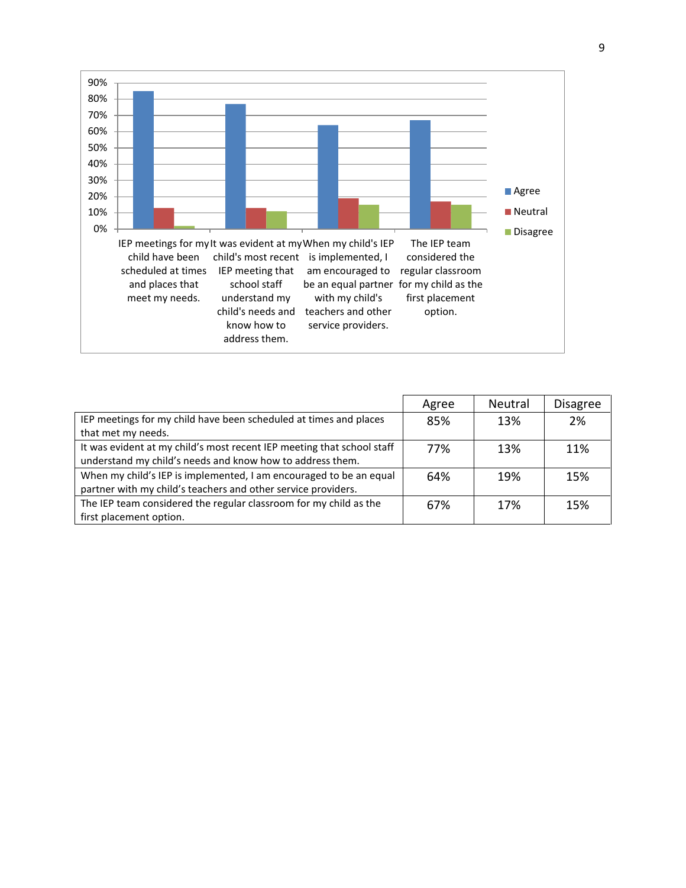| | Agree | Neutral | Disagree |
|---|---|---|---|
| IEP meetings for my child have been scheduled at times and places that met my needs. | 85% | 13% | 2% |
| It was evident at my child's most recent IEP meeting that school staff understand my child's needs and know how to address them. | 77% | 13% | 11% |
| When my child's IEP is implemented, I am encouraged to be an equal partner with my child's teachers and other service providers. | 64% | 19% | 15% |
| The IEP team considered the regular classroom for my child as the first placement option. | 67% | 17% | 15% |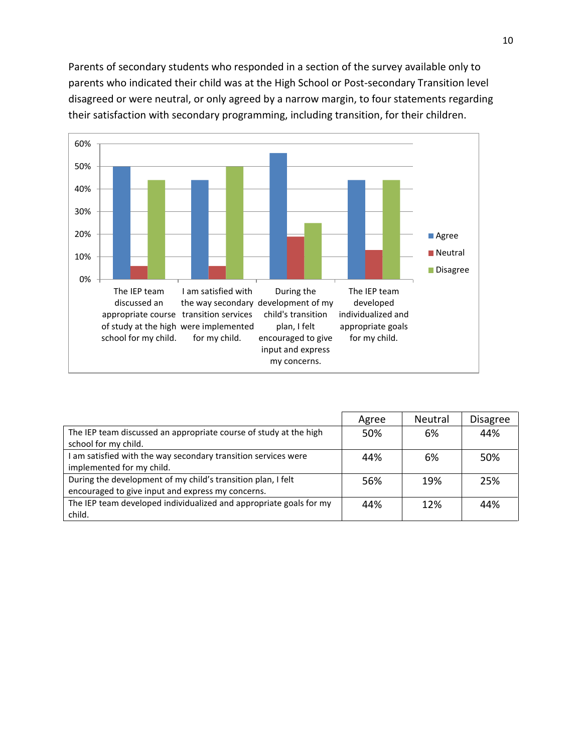Parents of secondary students who responded in a section of the survey available only to parents who indicated their child was at the High School or Post-secondary Transition level disagreed or were neutral, or only agreed by a narrow margin, to four statements regarding their satisfaction with secondary programming, including transition, for their children.

| | Agree | Neutral | Disagree |
|---|---|---|---|
| The IEP team discussed an appropriate course of study at the high school for my child. | 50% | 6% | 44% |
| I am satisfied with the way secondary transition services were implemented for my child. | 44% | 6% | 50% |
| During the development of my child's transition plan, I felt encouraged to give input and express my concerns. | 56% | 19% | 25% |
| The IEP team developed individualized and appropriate goals for my child. | 44% | 12% | 44% |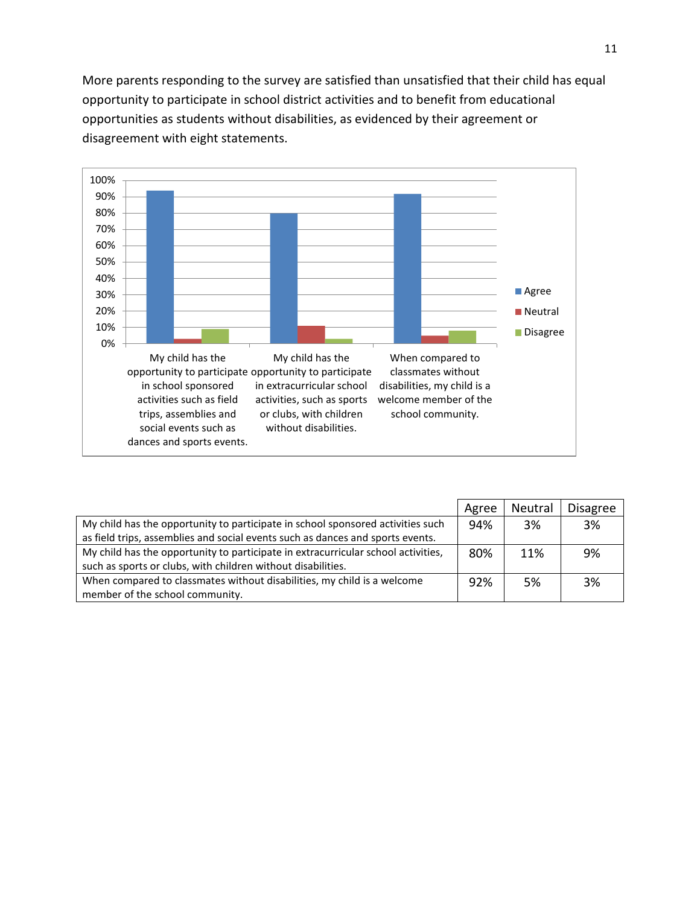More parents responding to the survey are satisfied than unsatisfied that their child has equal opportunity to participate in school district activities and to benefit from educational opportunities as students without disabilities, as evidenced by their agreement or disagreement with eight statements.

| | Agree | Neutral | Disagree |
|---|---|---|---|
| My child has the opportunity to participate in school sponsored activities such as field trips, assemblies and social events such as dances and sports events. | 94% | 3% | 3% |
| My child has the opportunity to participate in extracurricular school activities, such as sports or clubs, with children without disabilities. | 80% | 11% | 9% |
| When compared to classmates without disabilities, my child is a welcome member of the school community. | 92% | 5% | 3% |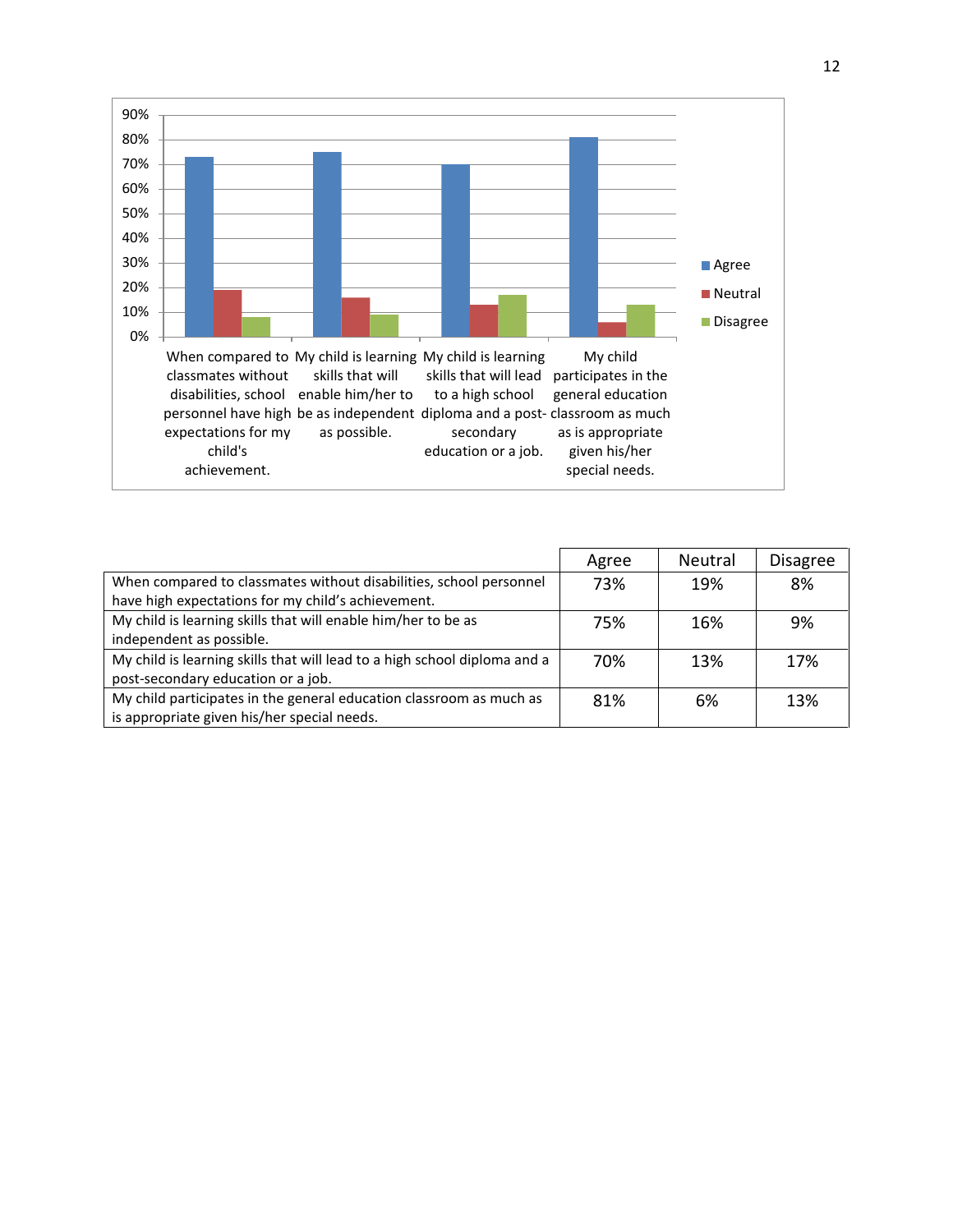| | Agree | Neutral | Disagree |
|---|---|---|---|
| When compared to classmates without disabilities, school personnel have high expectations for my child's achievement. | 73% | 19% | 8% |
| My child is learning skills that will enable him/her to be as independent as possible. | 75% | 16% | 9% |
| My child is learning skills that will lead to a high school diploma and a post-secondary education or a job. | 70% | 13% | 17% |
| My child participates in the general education classroom as much as is appropriate given his/her special needs. | 81% | 6% | 13% |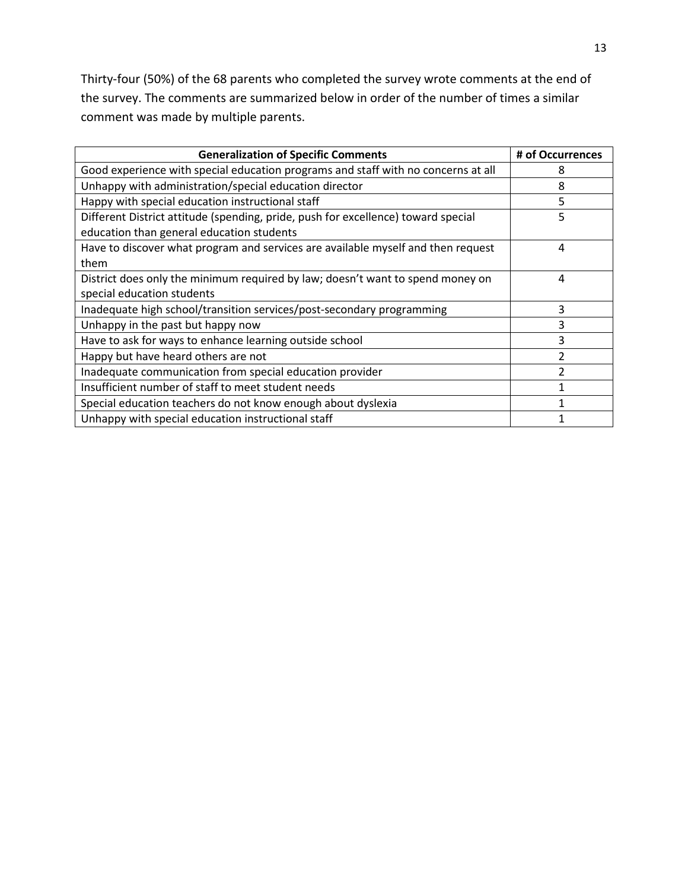Thirty-four (50%) of the 68 parents who completed the survey wrote comments at the end of the survey. The comments are summarized below in order of the number of times a similar comment was made by multiple parents.

| Generalization of Specific Comments | # of Occurrences |
| --- | --- |
| Good experience with special education programs and staff with no concerns at all | 8 |
| Unhappy with administration/special education director | 8 |
| Happy with special education instructional staff | 5 |
| Different District attitude (spending, pride, push for excellence) toward special education than general education students | 5 |
| Have to discover what program and services are available myself and then request them | 4 |
| District does only the minimum required by law; doesn't want to spend money on special education students | 4 |
| Inadequate high school/transition services/post-secondary programming | 3 |
| Unhappy in the past but happy now | 3 |
| Have to ask for ways to enhance learning outside school | 3 |
| Happy but have heard others are not | 2 |
| Inadequate communication from special education provider | 2 |
| Insufficient number of staff to meet student needs | 1 |
| Special education teachers do not know enough about dyslexia | 1 |
| Unhappy with special education instructional staff | 1 |